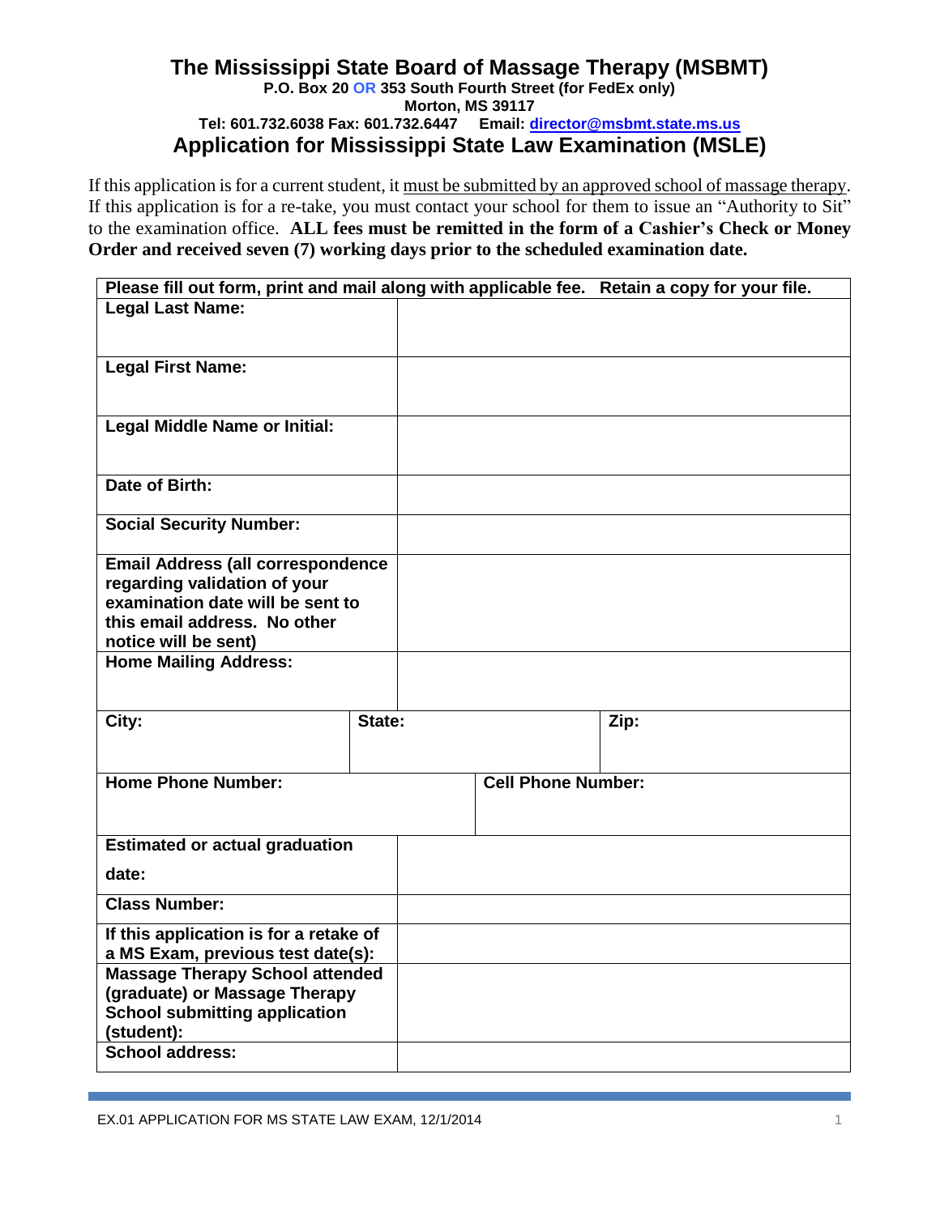# The Mississippi State Board of Massage Therapy (MSBMT)

**P.O. Box 20 OR 353 South Fourth Street (for FedEx only)**
**Morton, MS 39117**
**Tel: 601.732.6038 Fax: 601.732.6447 Email: director@msbmt.state.ms.us**

## Application for Mississippi State Law Examination (MSLE)

If this application is for a current student, it must be submitted by an approved school of massage therapy. If this application is for a re-take, you must contact your school for them to issue an "Authority to Sit" to the examination office. **ALL fees must be remitted in the form of a Cashier's Check or Money Order and received seven (7) working days prior to the scheduled examination date.**

| Please fill out form, print and mail along with applicable fee. Retain a copy for your file. | | | |
|---|---|---|---|
| **Legal Last Name:** | | | |
| **Legal First Name:** | | | |
| **Legal Middle Name or Initial:** | | | |
| **Date of Birth:** | | | |
| **Social Security Number:** | | | |
| **Email Address (all correspondence regarding validation of your examination date will be sent to this email address. No other notice will be sent)** | | | |
| **Home Mailing Address:** | | | |
| **City:** | **State:** | | **Zip:** |
| **Home Phone Number:** | | **Cell Phone Number:** | |
| **Estimated or actual graduation date:** | | | |
| **Class Number:** | | | |
| **If this application is for a retake of a MS Exam, previous test date(s):** | | | |
| **Massage Therapy School attended (graduate) or Massage Therapy School submitting application (student):** | | | |
| **School address:** | | | |

EX.01 APPLICATION FOR MS STATE LAW EXAM, 12/1/2014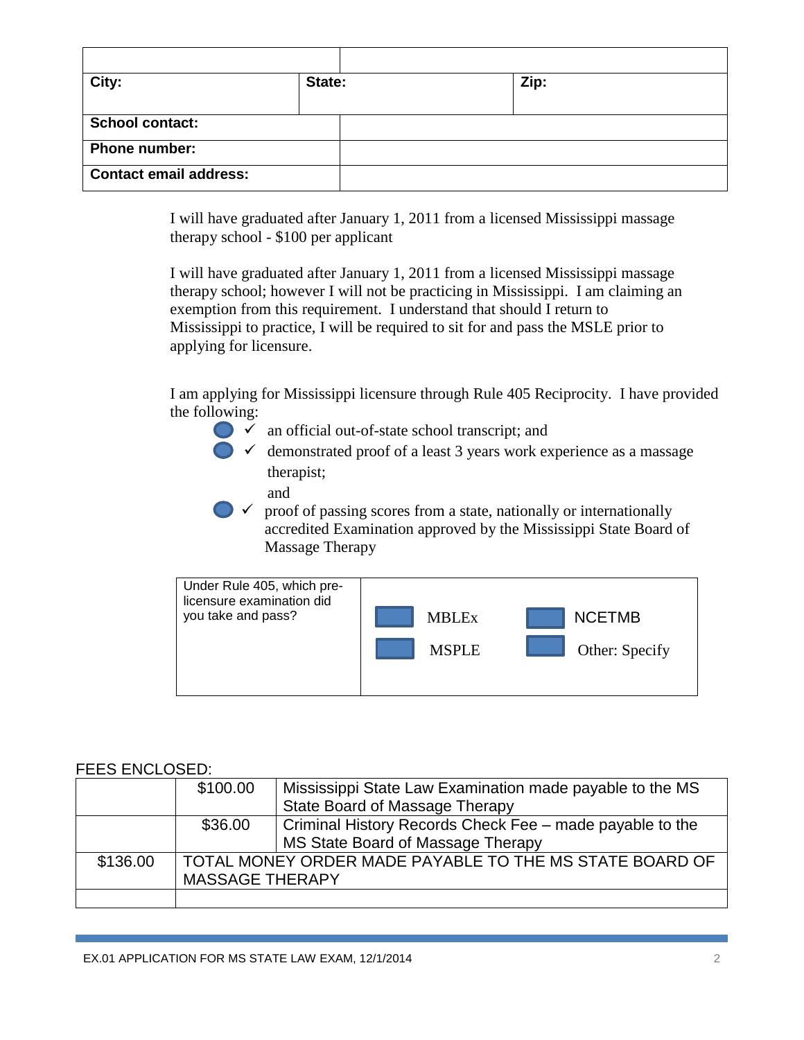| | | |
|---|---|---|
| City: | State: | Zip: |
| School contact: | | |
| Phone number: | | |
| Contact email address: | | |

I will have graduated after January 1, 2011 from a licensed Mississippi massage therapy school - $100 per applicant

I will have graduated after January 1, 2011 from a licensed Mississippi massage therapy school; however I will not be practicing in Mississippi. I am claiming an exemption from this requirement. I understand that should I return to Mississippi to practice, I will be required to sit for and pass the MSLE prior to applying for licensure.

I am applying for Mississippi licensure through Rule 405 Reciprocity. I have provided the following:

- ✓ an official out-of-state school transcript; and
- ✓ demonstrated proof of a least 3 years work experience as a massage therapist; and
- ✓ proof of passing scores from a state, nationally or internationally accredited Examination approved by the Mississippi State Board of Massage Therapy

| Under Rule 405, which pre-licensure examination did you take and pass? | MBLEx | NCETMB |
|---|---|---|
| | MSPLE | Other: Specify |

FEES ENCLOSED:

| | | |
|---|---|---|
| | $100.00 | Mississippi State Law Examination made payable to the MS State Board of Massage Therapy |
| | $36.00 | Criminal History Records Check Fee – made payable to the MS State Board of Massage Therapy |
| $136.00 | TOTAL MONEY ORDER MADE PAYABLE TO THE MS STATE BOARD OF MASSAGE THERAPY | |
| | | |

EX.01 APPLICATION FOR MS STATE LAW EXAM, 12/1/2014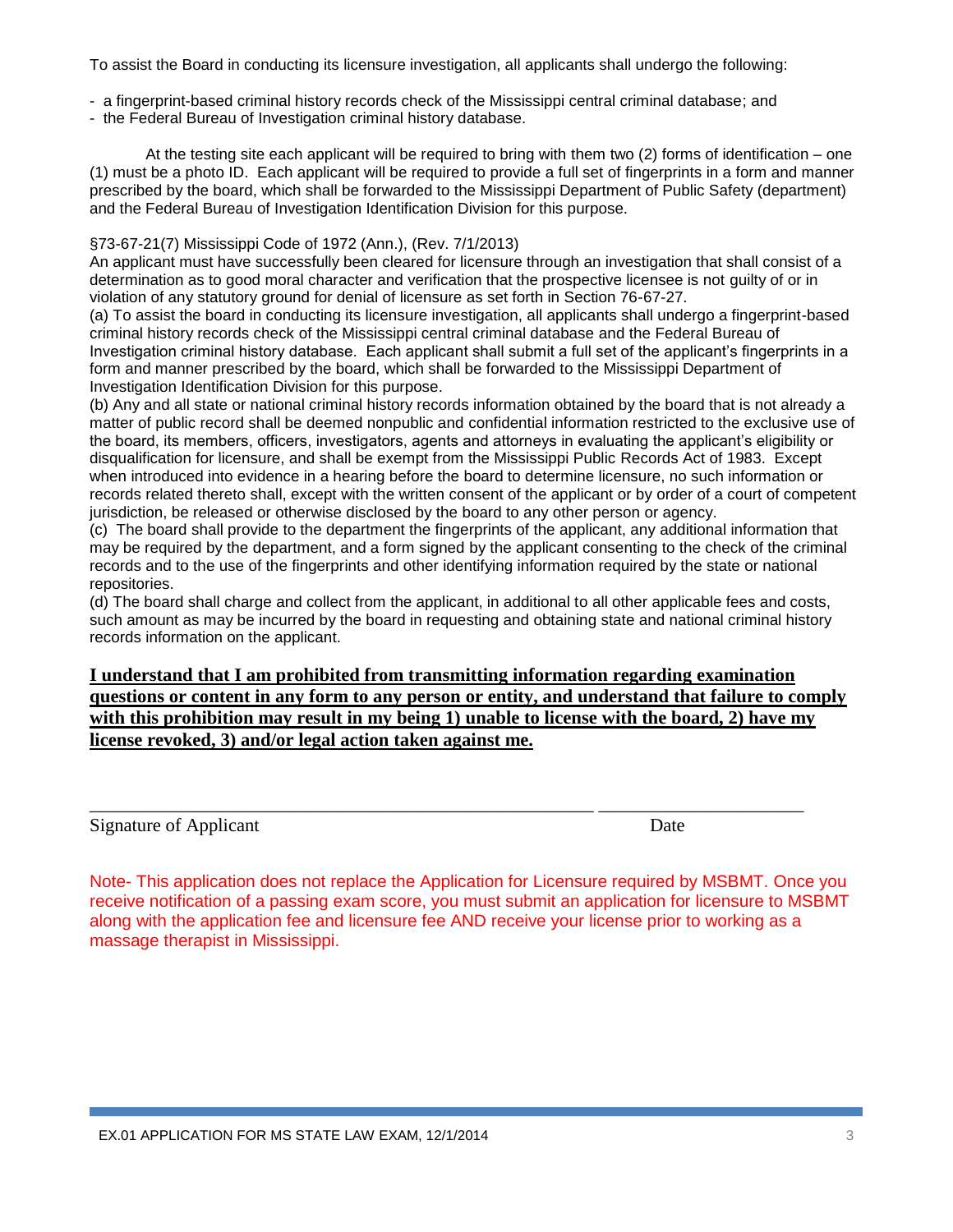To assist the Board in conducting its licensure investigation, all applicants shall undergo the following:

- a fingerprint-based criminal history records check of the Mississippi central criminal database; and
- the Federal Bureau of Investigation criminal history database.

At the testing site each applicant will be required to bring with them two (2) forms of identification – one (1) must be a photo ID. Each applicant will be required to provide a full set of fingerprints in a form and manner prescribed by the board, which shall be forwarded to the Mississippi Department of Public Safety (department) and the Federal Bureau of Investigation Identification Division for this purpose.

§73-67-21(7) Mississippi Code of 1972 (Ann.), (Rev. 7/1/2013)
An applicant must have successfully been cleared for licensure through an investigation that shall consist of a determination as to good moral character and verification that the prospective licensee is not guilty of or in violation of any statutory ground for denial of licensure as set forth in Section 76-67-27.
(a) To assist the board in conducting its licensure investigation, all applicants shall undergo a fingerprint-based criminal history records check of the Mississippi central criminal database and the Federal Bureau of Investigation criminal history database. Each applicant shall submit a full set of the applicant's fingerprints in a form and manner prescribed by the board, which shall be forwarded to the Mississippi Department of Investigation Identification Division for this purpose.
(b) Any and all state or national criminal history records information obtained by the board that is not already a matter of public record shall be deemed nonpublic and confidential information restricted to the exclusive use of the board, its members, officers, investigators, agents and attorneys in evaluating the applicant's eligibility or disqualification for licensure, and shall be exempt from the Mississippi Public Records Act of 1983. Except when introduced into evidence in a hearing before the board to determine licensure, no such information or records related thereto shall, except with the written consent of the applicant or by order of a court of competent jurisdiction, be released or otherwise disclosed by the board to any other person or agency.
(c) The board shall provide to the department the fingerprints of the applicant, any additional information that may be required by the department, and a form signed by the applicant consenting to the check of the criminal records and to the use of the fingerprints and other identifying information required by the state or national repositories.
(d) The board shall charge and collect from the applicant, in additional to all other applicable fees and costs, such amount as may be incurred by the board in requesting and obtaining state and national criminal history records information on the applicant.

**I understand that I am prohibited from transmitting information regarding examination questions or content in any form to any person or entity, and understand that failure to comply with this prohibition may result in my being 1) unable to license with the board, 2) have my license revoked, 3) and/or legal action taken against me.**

_______________________________________________________ ______________________

Signature of Applicant Date

Note- This application does not replace the Application for Licensure required by MSBMT. Once you receive notification of a passing exam score, you must submit an application for licensure to MSBMT along with the application fee and licensure fee AND receive your license prior to working as a massage therapist in Mississippi.

EX.01 APPLICATION FOR MS STATE LAW EXAM, 12/1/2014